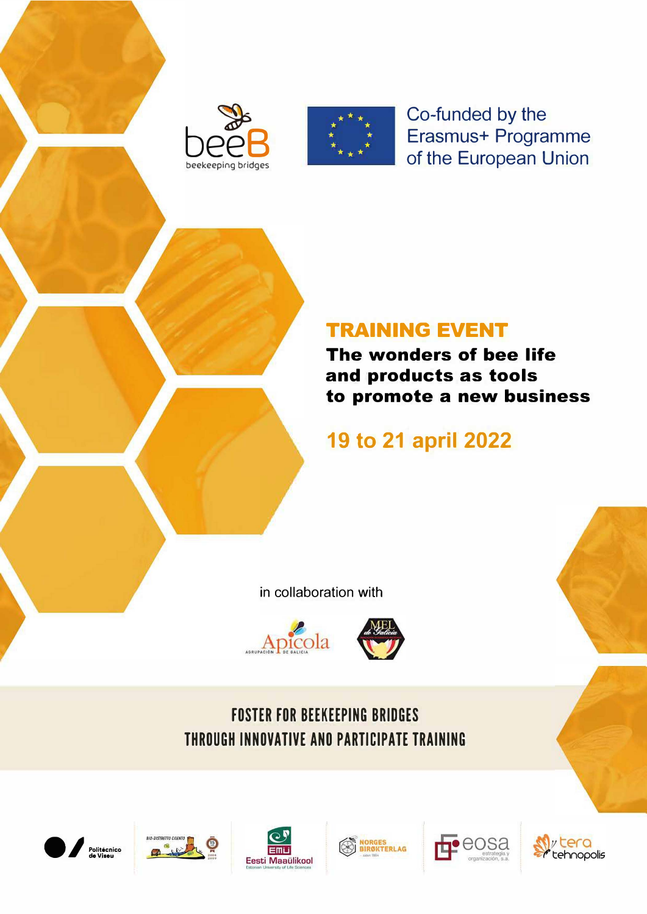beeB
beekeeping bridges

Co-funded by the
Erasmus+ Programme
of the European Union

# TRAINING EVENT

## The wonders of bee life and products as tools to promote a new business

**19 to 21 april 2022**

in collaboration with

Apicola Agrupación de Galicia

Mel de Galicia

### FOSTER FOR BEEKEEPING BRIDGES THROUGH INNOVATIVE AND PARTICIPATE TRAINING

Politécnico de Viseu · Bio-Distretto Cilento · Eesti Maaülikool (Estonian University of Life Sciences) · Norges Birøkterlag · eosa estrategia y organización, s.a. · tera tehnopolis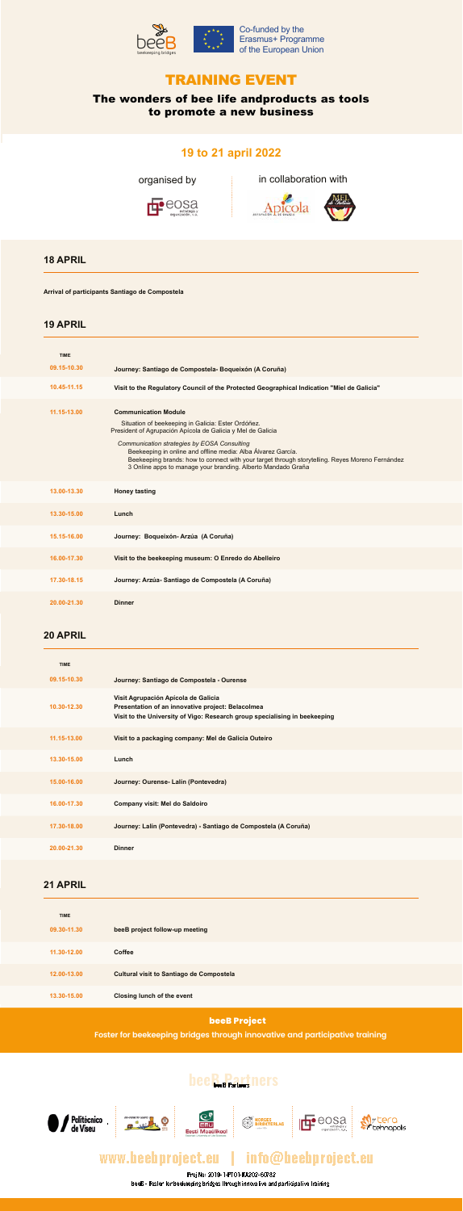Co-funded by the Erasmus+ Programme of the European Union

# TRAINING EVENT

## The wonders of bee life andproducts as tools to promote a new business

## 19 to 21 april 2022

organised by

in collaboration with

### 18 APRIL

**Arrival of participants Santiago de Compostela**

### 19 APRIL

| TIME | |
|---|---|
| 09.15-10.30 | **Journey: Santiago de Compostela- Boqueixón (A Coruña)** |
| 10.45-11.15 | **Visit to the Regulatory Council of the Protected Geographical Indication "Miel de Galicia"** |
| 11.15-13.00 | **Communication Module**<br>Situation of beekeeping in Galicia: Ester Ordóñez.<br>President of Agrupación Apícola de Galicia y Mel de Galicia<br>*Communication strategies by EOSA Consulting*<br>Beekeeping in online and offline media: Alba Álvarez García.<br>Beekeeping brands: how to connect with your target through storytelling. Reyes Moreno Fernández<br>3 Online apps to manage your branding. Alberto Mandado Graña |
| 13.00-13.30 | **Honey tasting** |
| 13.30-15.00 | **Lunch** |
| 15.15-16.00 | **Journey: Boqueixón- Arzúa (A Coruña)** |
| 16.00-17.30 | **Visit to the beekeeping museum: O Enredo do Abelleiro** |
| 17.30-18.15 | **Journey: Arzúa- Santiago de Compostela (A Coruña)** |
| 20.00-21.30 | **Dinner** |

### 20 APRIL

| TIME | |
|---|---|
| 09.15-10.30 | **Journey: Santiago de Compostela - Ourense** |
| 10.30-12.30 | **Visit Agrupación Apícola de Galicia**<br>**Presentation of an innovative project: Belacolmea**<br>**Visit to the University of Vigo: Research group specialising in beekeeping** |
| 11.15-13.00 | **Visit to a packaging company: Mel de Galicia Outeiro** |
| 13.30-15.00 | **Lunch** |
| 15.00-16.00 | **Journey: Ourense- Lalín (Pontevedra)** |
| 16.00-17.30 | **Company visit: Mel do Saldoiro** |
| 17.30-18.00 | **Journey: Lalín (Pontevedra) - Santiago de Compostela (A Coruña)** |
| 20.00-21.30 | **Dinner** |

### 21 APRIL

| TIME | |
|---|---|
| 09.30-11.30 | **beeB project follow-up meeting** |
| 11.30-12.00 | **Coffee** |
| 12.00-13.00 | **Cultural visit to Santiago de Compostela** |
| 13.30-15.00 | **Closing lunch of the event** |

**beeB Project**

**Foster for beekeeping bridges through innovative and participative training**

beeB Partners

www.beebproject.eu | info@beebproject.eu

Proj No: 2019-1-PT01-KA202-60782

beeB - Foster for beekeeping bridges through innovative and participative training